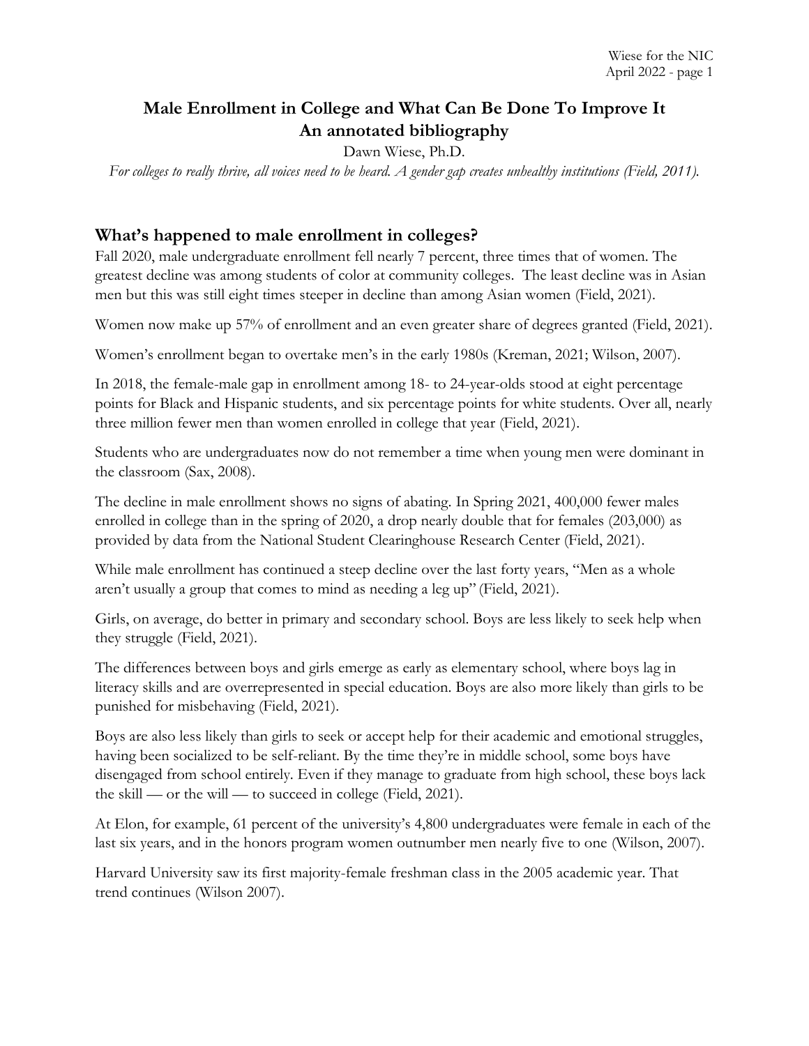# Male Enrollment in College and What Can Be Done To Improve It
## An annotated bibliography

Dawn Wiese, Ph.D.

*For colleges to really thrive, all voices need to be heard. A gender gap creates unhealthy institutions (Field, 2011).*

## What's happened to male enrollment in colleges?

Fall 2020, male undergraduate enrollment fell nearly 7 percent, three times that of women. The greatest decline was among students of color at community colleges. The least decline was in Asian men but this was still eight times steeper in decline than among Asian women (Field, 2021).

Women now make up 57% of enrollment and an even greater share of degrees granted (Field, 2021).

Women's enrollment began to overtake men's in the early 1980s (Kreman, 2021; Wilson, 2007).

In 2018, the female-male gap in enrollment among 18- to 24-year-olds stood at eight percentage points for Black and Hispanic students, and six percentage points for white students. Over all, nearly three million fewer men than women enrolled in college that year (Field, 2021).

Students who are undergraduates now do not remember a time when young men were dominant in the classroom (Sax, 2008).

The decline in male enrollment shows no signs of abating. In Spring 2021, 400,000 fewer males enrolled in college than in the spring of 2020, a drop nearly double that for females (203,000) as provided by data from the National Student Clearinghouse Research Center (Field, 2021).

While male enrollment has continued a steep decline over the last forty years, "Men as a whole aren't usually a group that comes to mind as needing a leg up" (Field, 2021).

Girls, on average, do better in primary and secondary school. Boys are less likely to seek help when they struggle (Field, 2021).

The differences between boys and girls emerge as early as elementary school, where boys lag in literacy skills and are overrepresented in special education. Boys are also more likely than girls to be punished for misbehaving (Field, 2021).

Boys are also less likely than girls to seek or accept help for their academic and emotional struggles, having been socialized to be self-reliant. By the time they're in middle school, some boys have disengaged from school entirely. Even if they manage to graduate from high school, these boys lack the skill — or the will — to succeed in college (Field, 2021).

At Elon, for example, 61 percent of the university's 4,800 undergraduates were female in each of the last six years, and in the honors program women outnumber men nearly five to one (Wilson, 2007).

Harvard University saw its first majority-female freshman class in the 2005 academic year. That trend continues (Wilson 2007).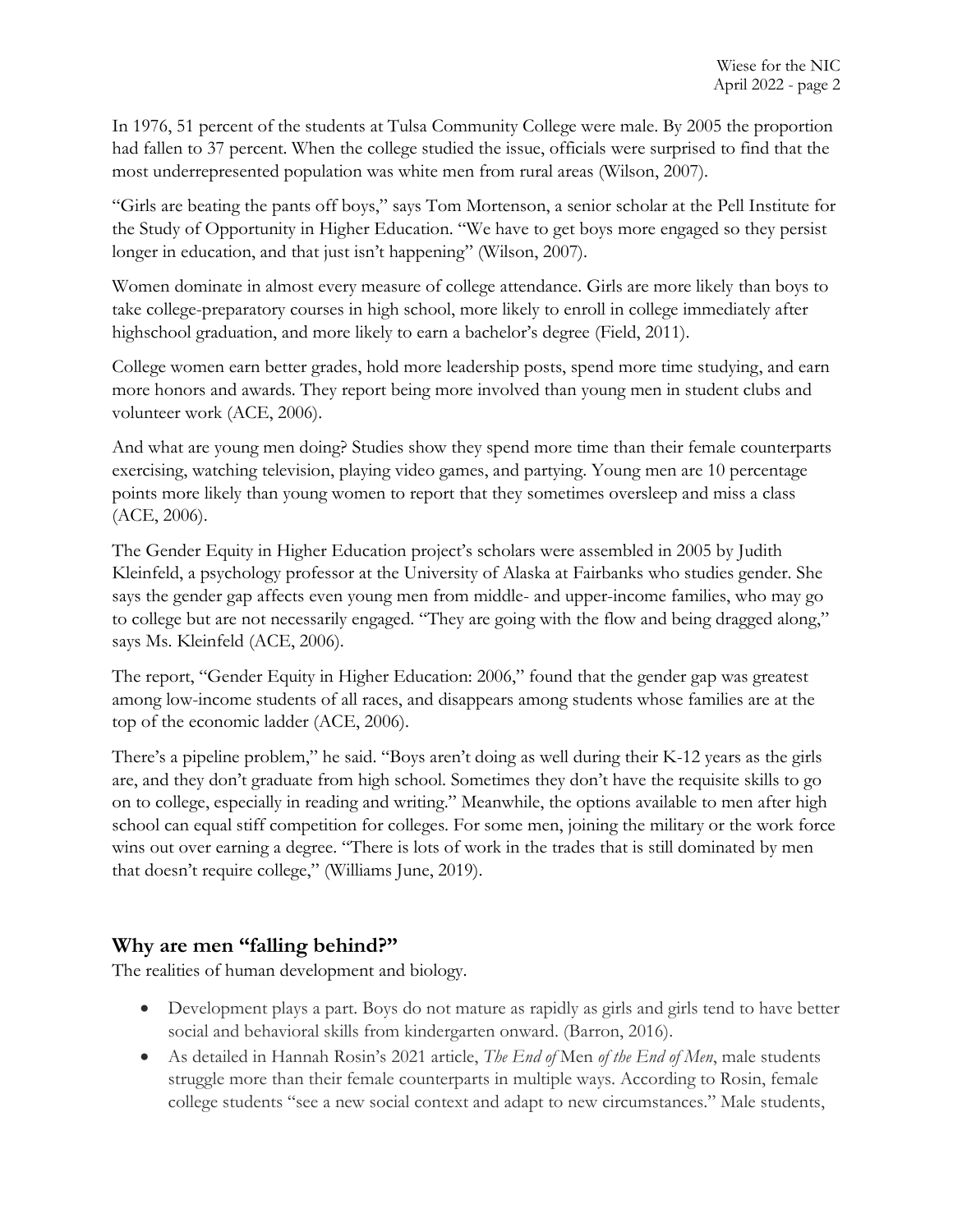In 1976, 51 percent of the students at Tulsa Community College were male. By 2005 the proportion had fallen to 37 percent. When the college studied the issue, officials were surprised to find that the most underrepresented population was white men from rural areas (Wilson, 2007).

"Girls are beating the pants off boys," says Tom Mortenson, a senior scholar at the Pell Institute for the Study of Opportunity in Higher Education. "We have to get boys more engaged so they persist longer in education, and that just isn't happening" (Wilson, 2007).

Women dominate in almost every measure of college attendance. Girls are more likely than boys to take college-preparatory courses in high school, more likely to enroll in college immediately after highschool graduation, and more likely to earn a bachelor's degree (Field, 2011).

College women earn better grades, hold more leadership posts, spend more time studying, and earn more honors and awards. They report being more involved than young men in student clubs and volunteer work (ACE, 2006).

And what are young men doing? Studies show they spend more time than their female counterparts exercising, watching television, playing video games, and partying. Young men are 10 percentage points more likely than young women to report that they sometimes oversleep and miss a class (ACE, 2006).

The Gender Equity in Higher Education project's scholars were assembled in 2005 by Judith Kleinfeld, a psychology professor at the University of Alaska at Fairbanks who studies gender. She says the gender gap affects even young men from middle- and upper-income families, who may go to college but are not necessarily engaged. "They are going with the flow and being dragged along," says Ms. Kleinfeld (ACE, 2006).

The report, "Gender Equity in Higher Education: 2006," found that the gender gap was greatest among low-income students of all races, and disappears among students whose families are at the top of the economic ladder (ACE, 2006).

There's a pipeline problem," he said. "Boys aren't doing as well during their K-12 years as the girls are, and they don't graduate from high school. Sometimes they don't have the requisite skills to go on to college, especially in reading and writing." Meanwhile, the options available to men after high school can equal stiff competition for colleges. For some men, joining the military or the work force wins out over earning a degree. "There is lots of work in the trades that is still dominated by men that doesn't require college," (Williams June, 2019).

## Why are men "falling behind?"

The realities of human development and biology.

- Development plays a part. Boys do not mature as rapidly as girls and girls tend to have better social and behavioral skills from kindergarten onward. (Barron, 2016).
- As detailed in Hannah Rosin's 2021 article, *The End of* Men *of the End of Men*, male students struggle more than their female counterparts in multiple ways. According to Rosin, female college students "see a new social context and adapt to new circumstances." Male students,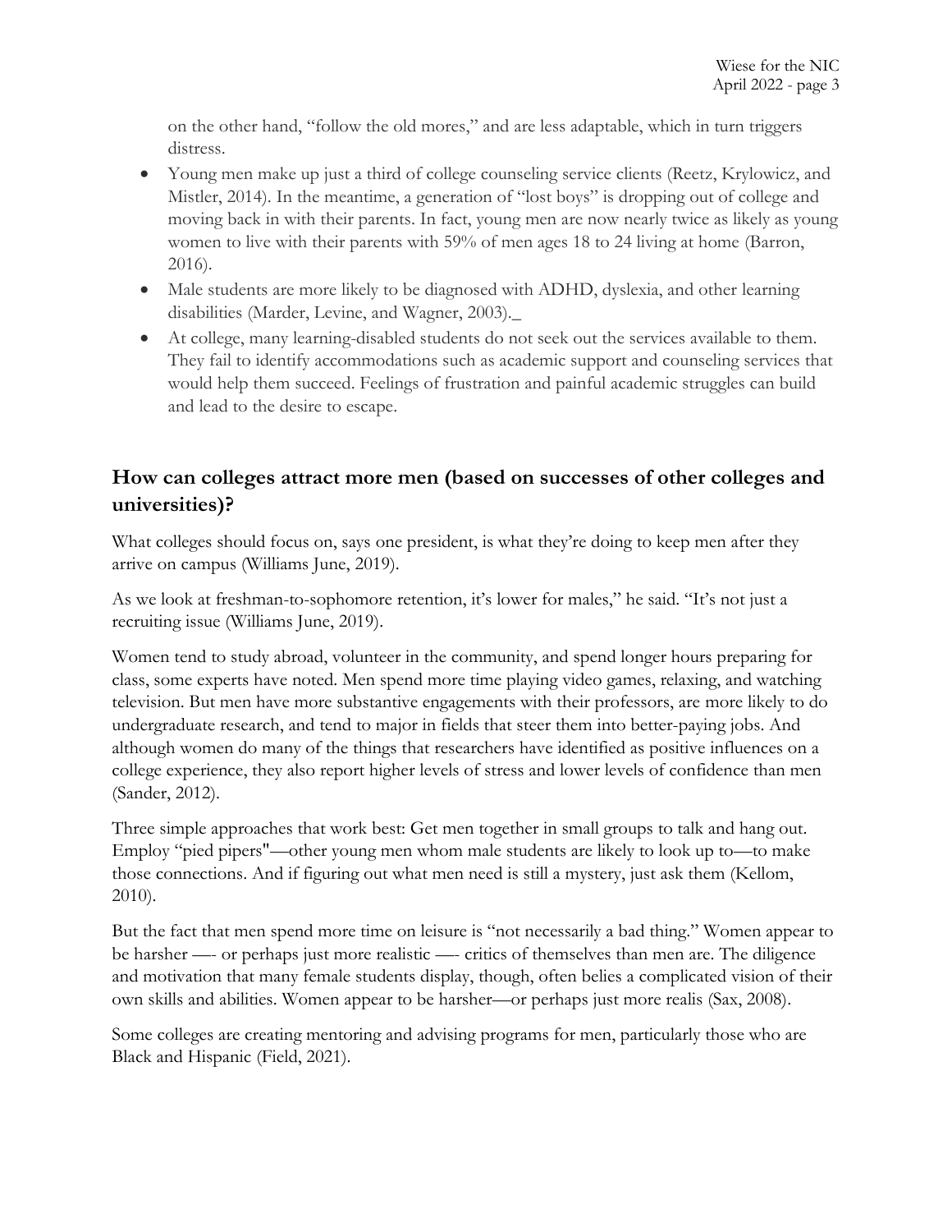on the other hand, "follow the old mores," and are less adaptable, which in turn triggers distress.

- Young men make up just a third of college counseling service clients (Reetz, Krylowicz, and Mistler, 2014). In the meantime, a generation of "lost boys" is dropping out of college and moving back in with their parents. In fact, young men are now nearly twice as likely as young women to live with their parents with 59% of men ages 18 to 24 living at home (Barron, 2016).
- Male students are more likely to be diagnosed with ADHD, dyslexia, and other learning disabilities (Marder, Levine, and Wagner, 2003)._
- At college, many learning-disabled students do not seek out the services available to them. They fail to identify accommodations such as academic support and counseling services that would help them succeed. Feelings of frustration and painful academic struggles can build and lead to the desire to escape.

## How can colleges attract more men (based on successes of other colleges and universities)?

What colleges should focus on, says one president, is what they're doing to keep men after they arrive on campus (Williams June, 2019).

As we look at freshman-to-sophomore retention, it's lower for males," he said. "It's not just a recruiting issue (Williams June, 2019).

Women tend to study abroad, volunteer in the community, and spend longer hours preparing for class, some experts have noted. Men spend more time playing video games, relaxing, and watching television. But men have more substantive engagements with their professors, are more likely to do undergraduate research, and tend to major in fields that steer them into better-paying jobs. And although women do many of the things that researchers have identified as positive influences on a college experience, they also report higher levels of stress and lower levels of confidence than men (Sander, 2012).

Three simple approaches that work best: Get men together in small groups to talk and hang out. Employ "pied pipers"—other young men whom male students are likely to look up to—to make those connections. And if figuring out what men need is still a mystery, just ask them (Kellom, 2010).

But the fact that men spend more time on leisure is "not necessarily a bad thing." Women appear to be harsher —- or perhaps just more realistic —- critics of themselves than men are. The diligence and motivation that many female students display, though, often belies a complicated vision of their own skills and abilities. Women appear to be harsher—or perhaps just more realis (Sax, 2008).

Some colleges are creating mentoring and advising programs for men, particularly those who are Black and Hispanic (Field, 2021).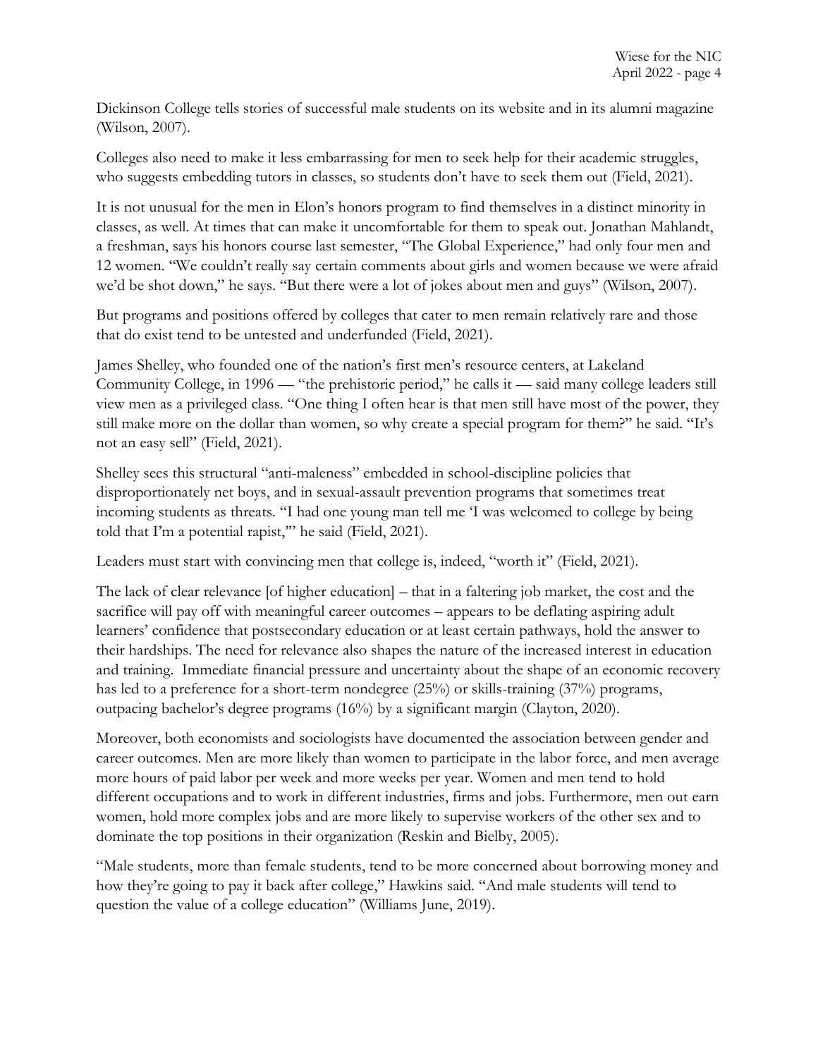Dickinson College tells stories of successful male students on its website and in its alumni magazine (Wilson, 2007).

Colleges also need to make it less embarrassing for men to seek help for their academic struggles, who suggests embedding tutors in classes, so students don't have to seek them out (Field, 2021).

It is not unusual for the men in Elon's honors program to find themselves in a distinct minority in classes, as well. At times that can make it uncomfortable for them to speak out. Jonathan Mahlandt, a freshman, says his honors course last semester, "The Global Experience," had only four men and 12 women. "We couldn't really say certain comments about girls and women because we were afraid we'd be shot down," he says. "But there were a lot of jokes about men and guys" (Wilson, 2007).

But programs and positions offered by colleges that cater to men remain relatively rare and those that do exist tend to be untested and underfunded (Field, 2021).

James Shelley, who founded one of the nation's first men's resource centers, at Lakeland Community College, in 1996 — "the prehistoric period," he calls it — said many college leaders still view men as a privileged class. "One thing I often hear is that men still have most of the power, they still make more on the dollar than women, so why create a special program for them?" he said. "It's not an easy sell" (Field, 2021).

Shelley sees this structural "anti-maleness" embedded in school-discipline policies that disproportionately net boys, and in sexual-assault prevention programs that sometimes treat incoming students as threats. "I had one young man tell me 'I was welcomed to college by being told that I'm a potential rapist,'" he said (Field, 2021).

Leaders must start with convincing men that college is, indeed, "worth it" (Field, 2021).

The lack of clear relevance [of higher education] – that in a faltering job market, the cost and the sacrifice will pay off with meaningful career outcomes – appears to be deflating aspiring adult learners' confidence that postsecondary education or at least certain pathways, hold the answer to their hardships. The need for relevance also shapes the nature of the increased interest in education and training. Immediate financial pressure and uncertainty about the shape of an economic recovery has led to a preference for a short-term nondegree (25%) or skills-training (37%) programs, outpacing bachelor's degree programs (16%) by a significant margin (Clayton, 2020).

Moreover, both economists and sociologists have documented the association between gender and career outcomes. Men are more likely than women to participate in the labor force, and men average more hours of paid labor per week and more weeks per year. Women and men tend to hold different occupations and to work in different industries, firms and jobs. Furthermore, men out earn women, hold more complex jobs and are more likely to supervise workers of the other sex and to dominate the top positions in their organization (Reskin and Bielby, 2005).

"Male students, more than female students, tend to be more concerned about borrowing money and how they're going to pay it back after college," Hawkins said. "And male students will tend to question the value of a college education" (Williams June, 2019).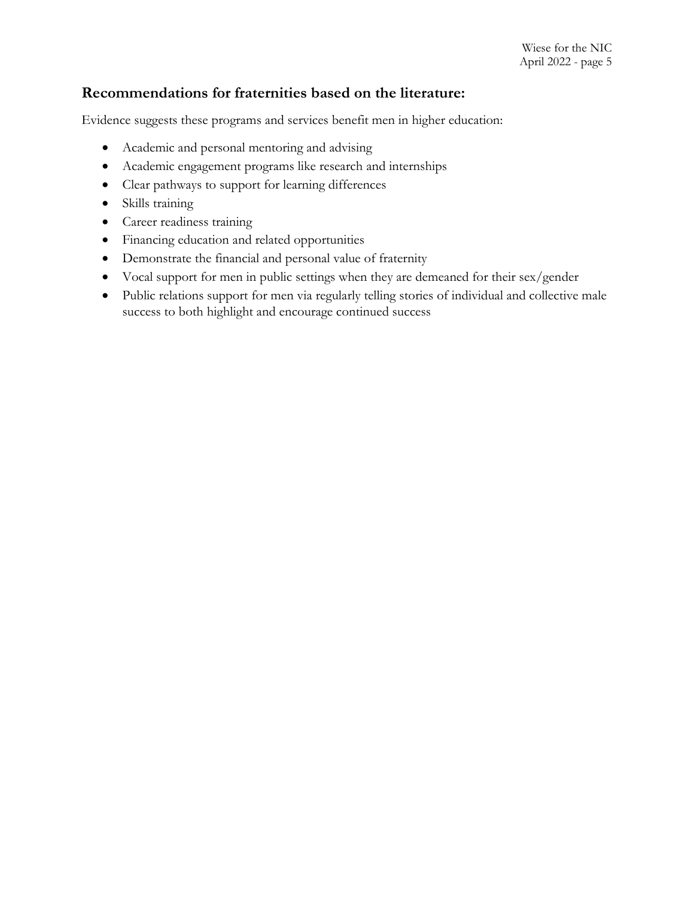## Recommendations for fraternities based on the literature:

Evidence suggests these programs and services benefit men in higher education:

- Academic and personal mentoring and advising
- Academic engagement programs like research and internships
- Clear pathways to support for learning differences
- Skills training
- Career readiness training
- Financing education and related opportunities
- Demonstrate the financial and personal value of fraternity
- Vocal support for men in public settings when they are demeaned for their sex/gender
- Public relations support for men via regularly telling stories of individual and collective male success to both highlight and encourage continued success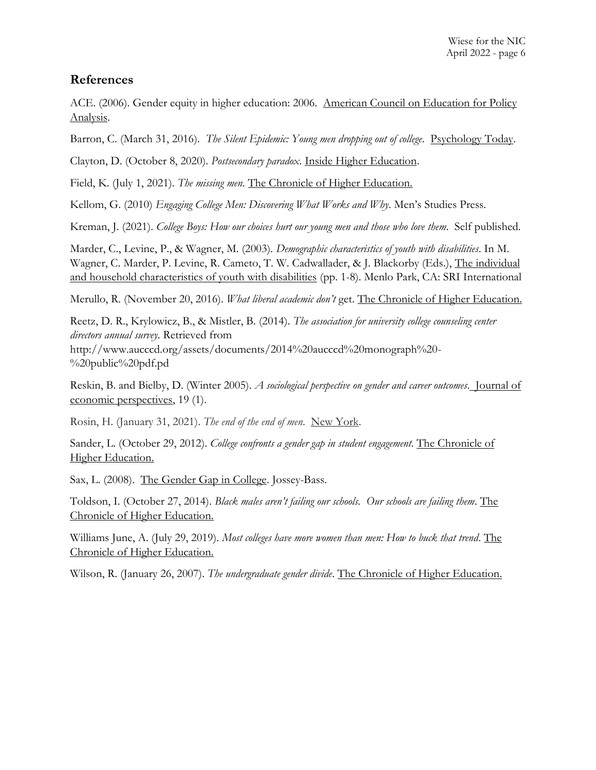## References

ACE. (2006). Gender equity in higher education: 2006. American Council on Education for Policy Analysis.

Barron, C. (March 31, 2016). *The Silent Epidemic: Young men dropping out of college*. Psychology Today.

Clayton, D. (October 8, 2020). *Postsecondary paradox*. Inside Higher Education.

Field, K. (July 1, 2021). *The missing men*. The Chronicle of Higher Education.

Kellom, G. (2010) *Engaging College Men: Discovering What Works and Why*. Men's Studies Press.

Kreman, J. (2021). *College Boys: How our choices hurt our young men and those who love them*. Self published.

Marder, C., Levine, P., & Wagner, M. (2003). *Demographic characteristics of youth with disabilities*. In M. Wagner, C. Marder, P. Levine, R. Cameto, T. W. Cadwallader, & J. Blackorby (Eds.), The individual and household characteristics of youth with disabilities (pp. 1-8). Menlo Park, CA: SRI International

Merullo, R. (November 20, 2016). *What liberal academic don't* get. The Chronicle of Higher Education.

Reetz, D. R., Krylowicz, B., & Mistler, B. (2014). *The association for university college counseling center directors annual survey*. Retrieved from http://www.aucccd.org/assets/documents/2014%20aucccd%20monograph%20-%20public%20pdf.pd

Reskin, B. and Bielby, D. (Winter 2005). *A sociological perspective on gender and career outcomes*. Journal of economic perspectives, 19 (1).

Rosin, H. (January 31, 2021). *The end of the end of men*. New York.

Sander, L. (October 29, 2012). *College confronts a gender gap in student engagement*. The Chronicle of Higher Education.

Sax, L. (2008). The Gender Gap in College. Jossey-Bass.

Toldson, I. (October 27, 2014). *Black males aren't failing our schools. Our schools are failing them*. The Chronicle of Higher Education.

Williams June, A. (July 29, 2019). *Most colleges have more women than men: How to buck that trend*. The Chronicle of Higher Education.

Wilson, R. (January 26, 2007). *The undergraduate gender divide*. The Chronicle of Higher Education.